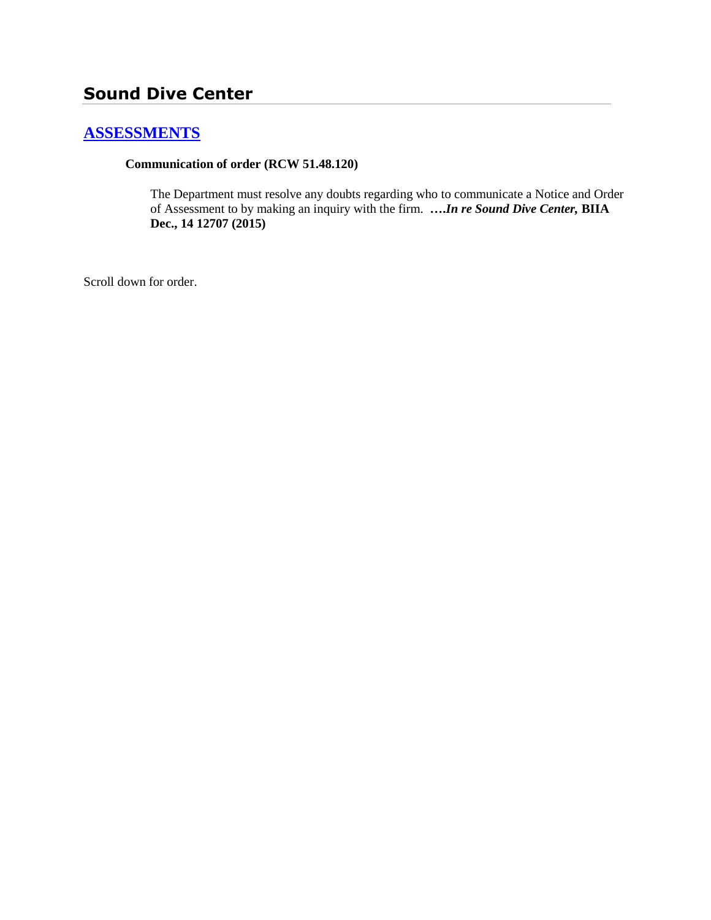# Sound Dive Center

## [ASSESSMENTS]

**Communication of order (RCW 51.48.120)**

The Department must resolve any doubts regarding who to communicate a Notice and Order of Assessment to by making an inquiry with the firm. **….*In re Sound Dive Center,* BIIA Dec., 14 12707 (2015)**

Scroll down for order.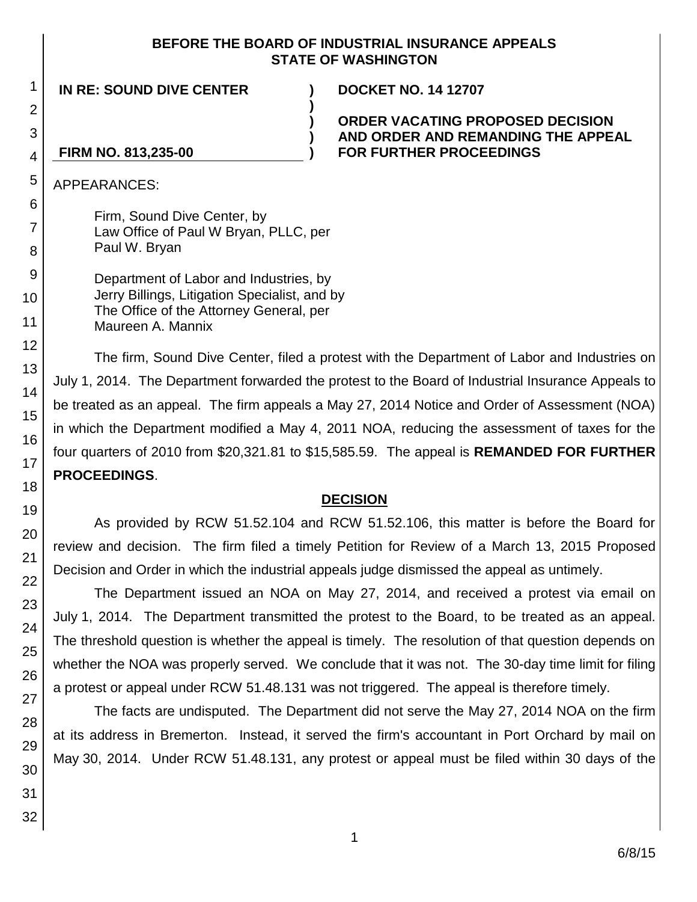**BEFORE THE BOARD OF INDUSTRIAL INSURANCE APPEALS**
**STATE OF WASHINGTON**

| | | |
|---|---|---|
| **IN RE: SOUND DIVE CENTER** | **)** | **DOCKET NO. 14 12707** |
| | **)** | |
| | **)** | **ORDER VACATING PROPOSED DECISION** |
| | **)** | **AND ORDER AND REMANDING THE APPEAL** |
| **FIRM NO. 813,235-00** | **)** | **FOR FURTHER PROCEEDINGS** |

APPEARANCES:

Firm, Sound Dive Center, by
Law Office of Paul W Bryan, PLLC, per
Paul W. Bryan

Department of Labor and Industries, by
Jerry Billings, Litigation Specialist, and by
The Office of the Attorney General, per
Maureen A. Mannix

The firm, Sound Dive Center, filed a protest with the Department of Labor and Industries on July 1, 2014. The Department forwarded the protest to the Board of Industrial Insurance Appeals to be treated as an appeal. The firm appeals a May 27, 2014 Notice and Order of Assessment (NOA) in which the Department modified a May 4, 2011 NOA, reducing the assessment of taxes for the four quarters of 2010 from $20,321.81 to $15,585.59. The appeal is **REMANDED FOR FURTHER PROCEEDINGS**.

## DECISION

As provided by RCW 51.52.104 and RCW 51.52.106, this matter is before the Board for review and decision. The firm filed a timely Petition for Review of a March 13, 2015 Proposed Decision and Order in which the industrial appeals judge dismissed the appeal as untimely.

The Department issued an NOA on May 27, 2014, and received a protest via email on July 1, 2014. The Department transmitted the protest to the Board, to be treated as an appeal. The threshold question is whether the appeal is timely. The resolution of that question depends on whether the NOA was properly served. We conclude that it was not. The 30-day time limit for filing a protest or appeal under RCW 51.48.131 was not triggered. The appeal is therefore timely.

The facts are undisputed. The Department did not serve the May 27, 2014 NOA on the firm at its address in Bremerton. Instead, it served the firm's accountant in Port Orchard by mail on May 30, 2014. Under RCW 51.48.131, any protest or appeal must be filed within 30 days of the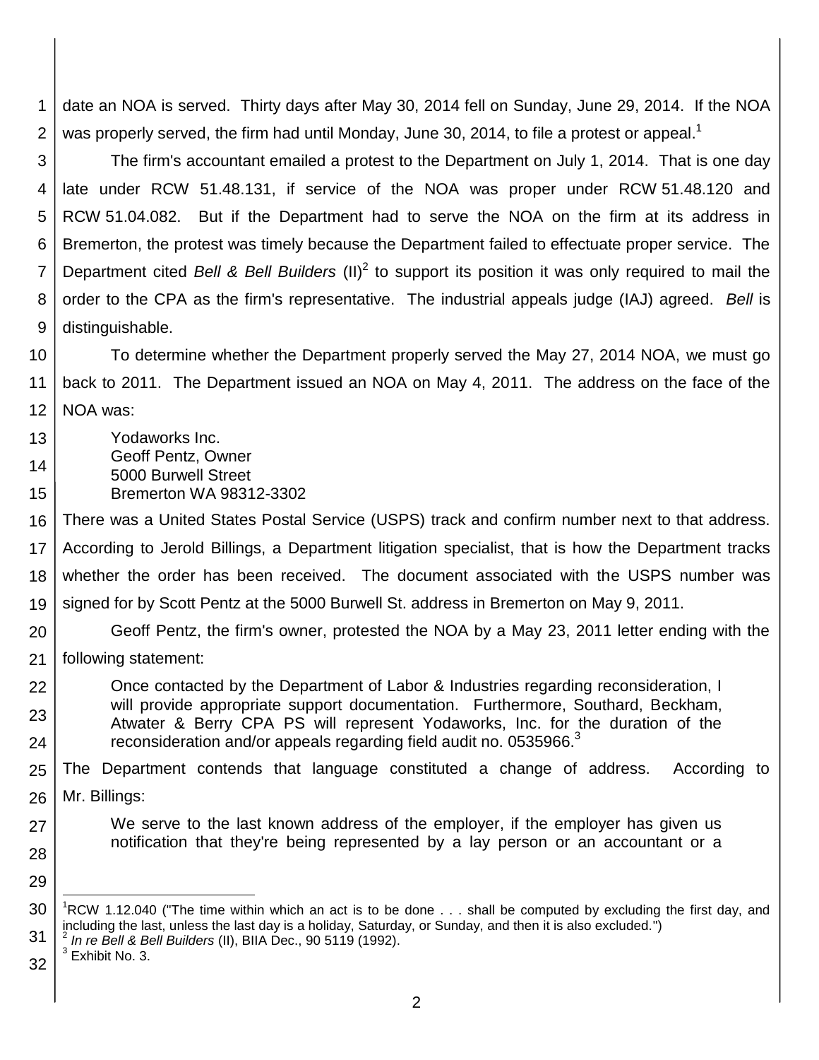date an NOA is served. Thirty days after May 30, 2014 fell on Sunday, June 29, 2014. If the NOA was properly served, the firm had until Monday, June 30, 2014, to file a protest or appeal.[1]

The firm's accountant emailed a protest to the Department on July 1, 2014. That is one day late under RCW 51.48.131, if service of the NOA was proper under RCW 51.48.120 and RCW 51.04.082. But if the Department had to serve the NOA on the firm at its address in Bremerton, the protest was timely because the Department failed to effectuate proper service. The Department cited *Bell & Bell Builders* (II)[2] to support its position it was only required to mail the order to the CPA as the firm's representative. The industrial appeals judge (IAJ) agreed. *Bell* is distinguishable.

To determine whether the Department properly served the May 27, 2014 NOA, we must go back to 2011. The Department issued an NOA on May 4, 2011. The address on the face of the NOA was:

> Yodaworks Inc.
> Geoff Pentz, Owner
> 5000 Burwell Street
> Bremerton WA 98312-3302

There was a United States Postal Service (USPS) track and confirm number next to that address. According to Jerold Billings, a Department litigation specialist, that is how the Department tracks whether the order has been received. The document associated with the USPS number was signed for by Scott Pentz at the 5000 Burwell St. address in Bremerton on May 9, 2011.

Geoff Pentz, the firm's owner, protested the NOA by a May 23, 2011 letter ending with the following statement:

> Once contacted by the Department of Labor & Industries regarding reconsideration, I will provide appropriate support documentation. Furthermore, Southard, Beckham, Atwater & Berry CPA PS will represent Yodaworks, Inc. for the duration of the reconsideration and/or appeals regarding field audit no. 0535966.[3]

The Department contends that language constituted a change of address. According to Mr. Billings:

> We serve to the last known address of the employer, if the employer has given us notification that they're being represented by a lay person or an accountant or a

---

[1] RCW 1.12.040 ("The time within which an act is to be done . . . shall be computed by excluding the first day, and including the last, unless the last day is a holiday, Saturday, or Sunday, and then it is also excluded.")

[2] *In re Bell & Bell Builders* (II), BIIA Dec., 90 5119 (1992).

[3] Exhibit No. 3.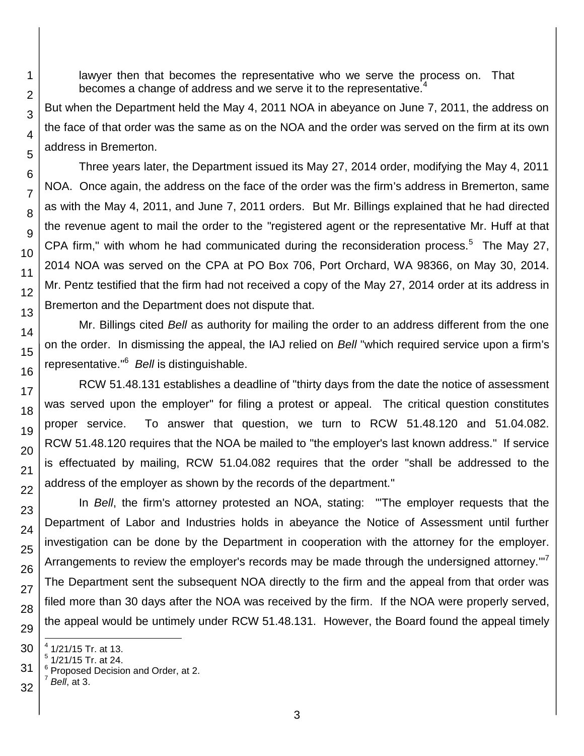lawyer then that becomes the representative who we serve the process on. That becomes a change of address and we serve it to the representative.[4]

But when the Department held the May 4, 2011 NOA in abeyance on June 7, 2011, the address on the face of that order was the same as on the NOA and the order was served on the firm at its own address in Bremerton.

Three years later, the Department issued its May 27, 2014 order, modifying the May 4, 2011 NOA. Once again, the address on the face of the order was the firm's address in Bremerton, same as with the May 4, 2011, and June 7, 2011 orders. But Mr. Billings explained that he had directed the revenue agent to mail the order to the "registered agent or the representative Mr. Huff at that CPA firm," with whom he had communicated during the reconsideration process.[5] The May 27, 2014 NOA was served on the CPA at PO Box 706, Port Orchard, WA 98366, on May 30, 2014. Mr. Pentz testified that the firm had not received a copy of the May 27, 2014 order at its address in Bremerton and the Department does not dispute that.

Mr. Billings cited *Bell* as authority for mailing the order to an address different from the one on the order. In dismissing the appeal, the IAJ relied on *Bell* "which required service upon a firm's representative."[6] *Bell* is distinguishable.

RCW 51.48.131 establishes a deadline of "thirty days from the date the notice of assessment was served upon the employer" for filing a protest or appeal. The critical question constitutes proper service. To answer that question, we turn to RCW 51.48.120 and 51.04.082. RCW 51.48.120 requires that the NOA be mailed to "the employer's last known address." If service is effectuated by mailing, RCW 51.04.082 requires that the order "shall be addressed to the address of the employer as shown by the records of the department."

In *Bell*, the firm's attorney protested an NOA, stating: "'The employer requests that the Department of Labor and Industries holds in abeyance the Notice of Assessment until further investigation can be done by the Department in cooperation with the attorney for the employer. Arrangements to review the employer's records may be made through the undersigned attorney.'"[7] The Department sent the subsequent NOA directly to the firm and the appeal from that order was filed more than 30 days after the NOA was received by the firm. If the NOA were properly served, the appeal would be untimely under RCW 51.48.131. However, the Board found the appeal timely

---

[4] 1/21/15 Tr. at 13.

[5] 1/21/15 Tr. at 24.

[6] Proposed Decision and Order, at 2.

[7] *Bell*, at 3.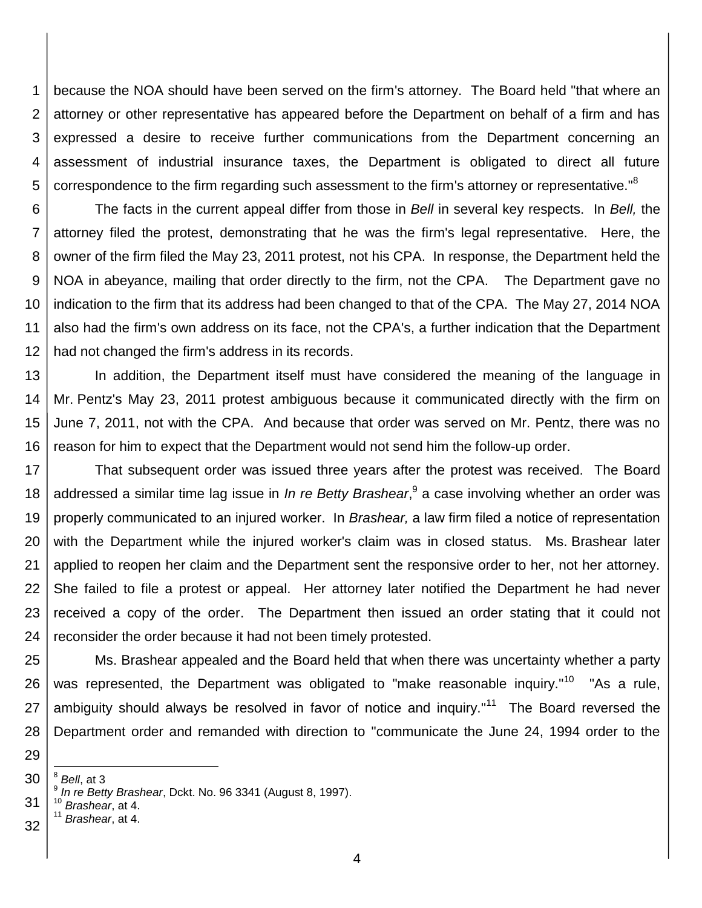because the NOA should have been served on the firm's attorney. The Board held "that where an attorney or other representative has appeared before the Department on behalf of a firm and has expressed a desire to receive further communications from the Department concerning an assessment of industrial insurance taxes, the Department is obligated to direct all future correspondence to the firm regarding such assessment to the firm's attorney or representative."[8]

The facts in the current appeal differ from those in *Bell* in several key respects. In *Bell,* the attorney filed the protest, demonstrating that he was the firm's legal representative. Here, the owner of the firm filed the May 23, 2011 protest, not his CPA. In response, the Department held the NOA in abeyance, mailing that order directly to the firm, not the CPA. The Department gave no indication to the firm that its address had been changed to that of the CPA. The May 27, 2014 NOA also had the firm's own address on its face, not the CPA's, a further indication that the Department had not changed the firm's address in its records.

In addition, the Department itself must have considered the meaning of the language in Mr. Pentz's May 23, 2011 protest ambiguous because it communicated directly with the firm on June 7, 2011, not with the CPA. And because that order was served on Mr. Pentz, there was no reason for him to expect that the Department would not send him the follow-up order.

That subsequent order was issued three years after the protest was received. The Board addressed a similar time lag issue in *In re Betty Brashear*,[9] a case involving whether an order was properly communicated to an injured worker. In *Brashear,* a law firm filed a notice of representation with the Department while the injured worker's claim was in closed status. Ms. Brashear later applied to reopen her claim and the Department sent the responsive order to her, not her attorney. She failed to file a protest or appeal. Her attorney later notified the Department he had never received a copy of the order. The Department then issued an order stating that it could not reconsider the order because it had not been timely protested.

Ms. Brashear appealed and the Board held that when there was uncertainty whether a party was represented, the Department was obligated to "make reasonable inquiry."[10] "As a rule, ambiguity should always be resolved in favor of notice and inquiry."[11] The Board reversed the Department order and remanded with direction to "communicate the June 24, 1994 order to the

---

[8] *Bell*, at 3

[9] *In re Betty Brashear*, Dckt. No. 96 3341 (August 8, 1997).

[10] *Brashear*, at 4.

[11] *Brashear*, at 4.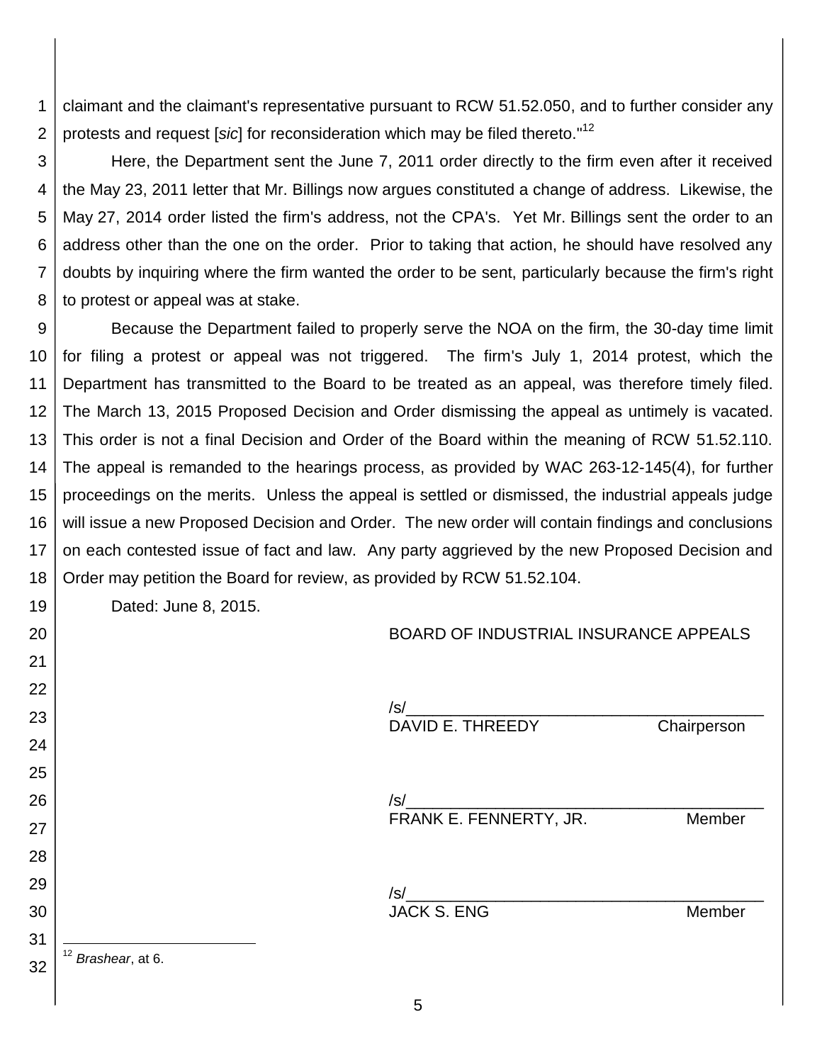claimant and the claimant's representative pursuant to RCW 51.52.050, and to further consider any protests and request [*sic*] for reconsideration which may be filed thereto."[12]

Here, the Department sent the June 7, 2011 order directly to the firm even after it received the May 23, 2011 letter that Mr. Billings now argues constituted a change of address. Likewise, the May 27, 2014 order listed the firm's address, not the CPA's. Yet Mr. Billings sent the order to an address other than the one on the order. Prior to taking that action, he should have resolved any doubts by inquiring where the firm wanted the order to be sent, particularly because the firm's right to protest or appeal was at stake.

Because the Department failed to properly serve the NOA on the firm, the 30-day time limit for filing a protest or appeal was not triggered. The firm's July 1, 2014 protest, which the Department has transmitted to the Board to be treated as an appeal, was therefore timely filed. The March 13, 2015 Proposed Decision and Order dismissing the appeal as untimely is vacated. This order is not a final Decision and Order of the Board within the meaning of RCW 51.52.110. The appeal is remanded to the hearings process, as provided by WAC 263-12-145(4), for further proceedings on the merits. Unless the appeal is settled or dismissed, the industrial appeals judge will issue a new Proposed Decision and Order. The new order will contain findings and conclusions on each contested issue of fact and law. Any party aggrieved by the new Proposed Decision and Order may petition the Board for review, as provided by RCW 51.52.104.

Dated: June 8, 2015.

BOARD OF INDUSTRIAL INSURANCE APPEALS

/s/\_\_\_\_\_\_\_\_\_\_\_\_\_\_\_\_\_\_\_\_\_\_\_\_\_\_\_\_\_\_\_\_\_\_\_\_\_\_\_\_
DAVID E. THREEDY Chairperson

/s/\_\_\_\_\_\_\_\_\_\_\_\_\_\_\_\_\_\_\_\_\_\_\_\_\_\_\_\_\_\_\_\_\_\_\_\_\_\_\_\_
FRANK E. FENNERTY, JR. Member

/s/\_\_\_\_\_\_\_\_\_\_\_\_\_\_\_\_\_\_\_\_\_\_\_\_\_\_\_\_\_\_\_\_\_\_\_\_\_\_\_\_
JACK S. ENG Member

---

[12] *Brashear*, at 6.